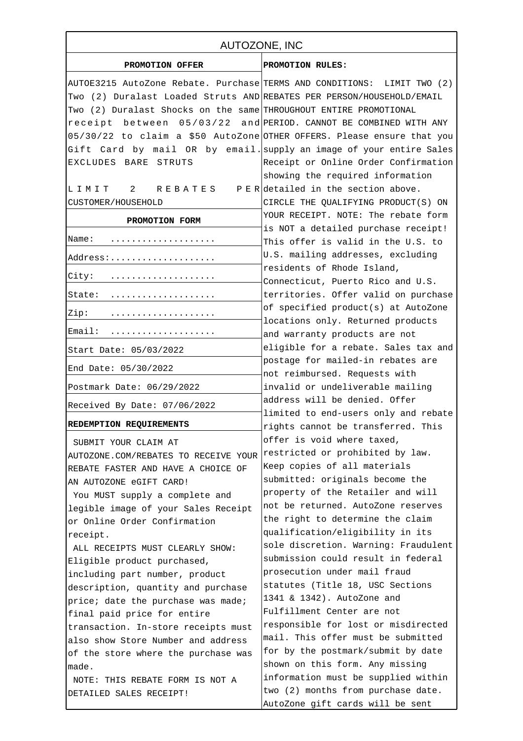# AUTOZONE, INC

## PROMOTION OFFER

AUTOE3215 AutoZone Rebate. Purchase Two (2) Duralast Loaded Struts AND Two (2) Duralast Shocks on the same receipt between 05/03/22 and 05/30/22 to claim a $50 AutoZone Gift Card by mail OR by email. EXCLUDES BARE STRUTS

LIMIT 2 REBATES PER CUSTOMER/HOUSEHOLD

## PROMOTION FORM

| | |
|---|---|
| Name: .................... | |
| Address:.................... | |
| City: .................... | |
| State: .................... | |
| Zip: .................... | |
| Email: .................... | |
| Start Date: 05/03/2022 | |
| End Date: 05/30/2022 | |
| Postmark Date: 06/29/2022 | |
| Received By Date: 07/06/2022 | |

## REDEMPTION REQUIREMENTS

SUBMIT YOUR CLAIM AT AUTOZONE.COM/REBATES TO RECEIVE YOUR REBATE FASTER AND HAVE A CHOICE OF AN AUTOZONE eGIFT CARD!

You MUST supply a complete and legible image of your Sales Receipt or Online Order Confirmation receipt.

ALL RECEIPTS MUST CLEARLY SHOW: Eligible product purchased, including part number, product description, quantity and purchase price; date the purchase was made; final paid price for entire transaction. In-store receipts must also show Store Number and address of the store where the purchase was made.

NOTE: THIS REBATE FORM IS NOT A DETAILED SALES RECEIPT!

## PROMOTION RULES:

TERMS AND CONDITIONS: LIMIT TWO (2) REBATES PER PERSON/HOUSEHOLD/EMAIL THROUGHOUT ENTIRE PROMOTIONAL PERIOD. CANNOT BE COMBINED WITH ANY OTHER OFFERS. Please ensure that you supply an image of your entire Sales Receipt or Online Order Confirmation showing the required information detailed in the section above. CIRCLE THE QUALIFYING PRODUCT(S) ON YOUR RECEIPT. NOTE: The rebate form is NOT a detailed purchase receipt! This offer is valid in the U.S. to U.S. mailing addresses, excluding residents of Rhode Island, Connecticut, Puerto Rico and U.S. territories. Offer valid on purchase of specified product(s) at AutoZone locations only. Returned products and warranty products are not eligible for a rebate. Sales tax and postage for mailed-in rebates are not reimbursed. Requests with invalid or undeliverable mailing address will be denied. Offer limited to end-users only and rebate rights cannot be transferred. This offer is void where taxed, restricted or prohibited by law. Keep copies of all materials submitted: originals become the property of the Retailer and will not be returned. AutoZone reserves the right to determine the claim qualification/eligibility in its sole discretion. Warning: Fraudulent submission could result in federal prosecution under mail fraud statutes (Title 18, USC Sections 1341 & 1342). AutoZone and Fulfillment Center are not responsible for lost or misdirected mail. This offer must be submitted for by the postmark/submit by date shown on this form. Any missing information must be supplied within two (2) months from purchase date. AutoZone gift cards will be sent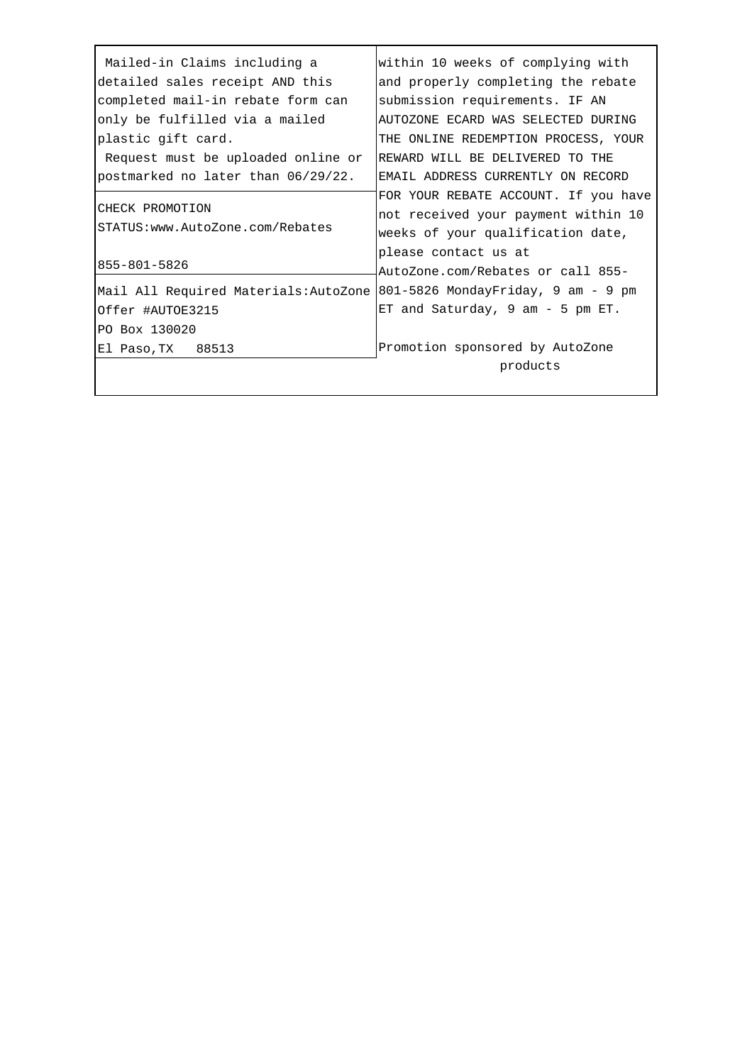Mailed-in Claims including a detailed sales receipt AND this completed mail-in rebate form can only be fulfilled via a mailed plastic gift card.

Request must be uploaded online or postmarked no later than 06/29/22.

CHECK PROMOTION STATUS:www.AutoZone.com/Rebates

855-801-5826

Mail All Required Materials:AutoZone Offer #AUTOE3215
PO Box 130020
El Paso,TX 88513

within 10 weeks of complying with and properly completing the rebate submission requirements. IF AN AUTOZONE ECARD WAS SELECTED DURING THE ONLINE REDEMPTION PROCESS, YOUR REWARD WILL BE DELIVERED TO THE EMAIL ADDRESS CURRENTLY ON RECORD FOR YOUR REBATE ACCOUNT. If you have not received your payment within 10 weeks of your qualification date, please contact us at AutoZone.com/Rebates or call 855-801-5826 MondayFriday, 9 am - 9 pm ET and Saturday, 9 am - 5 pm ET.

Promotion sponsored by AutoZone products